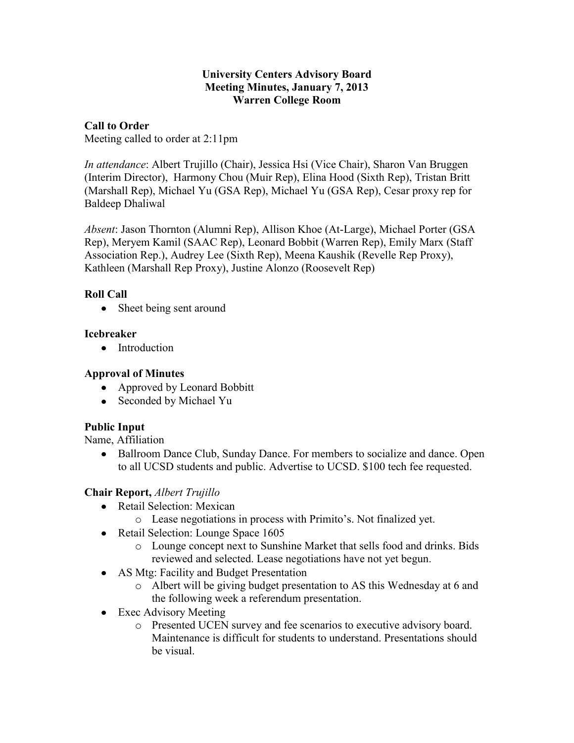**University Centers Advisory Board**
**Meeting Minutes, January 7, 2013**
**Warren College Room**

**Call to Order**
Meeting called to order at 2:11pm

*In attendance*: Albert Trujillo (Chair), Jessica Hsi (Vice Chair), Sharon Van Bruggen (Interim Director), Harmony Chou (Muir Rep), Elina Hood (Sixth Rep), Tristan Britt (Marshall Rep), Michael Yu (GSA Rep), Michael Yu (GSA Rep), Cesar proxy rep for Baldeep Dhaliwal

*Absent*: Jason Thornton (Alumni Rep), Allison Khoe (At-Large), Michael Porter (GSA Rep), Meryem Kamil (SAAC Rep), Leonard Bobbit (Warren Rep), Emily Marx (Staff Association Rep.), Audrey Lee (Sixth Rep), Meena Kaushik (Revelle Rep Proxy), Kathleen (Marshall Rep Proxy), Justine Alonzo (Roosevelt Rep)

**Roll Call**

- Sheet being sent around

**Icebreaker**

- Introduction

**Approval of Minutes**

- Approved by Leonard Bobbitt
- Seconded by Michael Yu

**Public Input**
Name, Affiliation

- Ballroom Dance Club, Sunday Dance. For members to socialize and dance. Open to all UCSD students and public. Advertise to UCSD. $100 tech fee requested.

**Chair Report,** *Albert Trujillo*

- Retail Selection: Mexican
  - Lease negotiations in process with Primito's. Not finalized yet.
- Retail Selection: Lounge Space 1605
  - Lounge concept next to Sunshine Market that sells food and drinks. Bids reviewed and selected. Lease negotiations have not yet begun.
- AS Mtg: Facility and Budget Presentation
  - Albert will be giving budget presentation to AS this Wednesday at 6 and the following week a referendum presentation.
- Exec Advisory Meeting
  - Presented UCEN survey and fee scenarios to executive advisory board. Maintenance is difficult for students to understand. Presentations should be visual.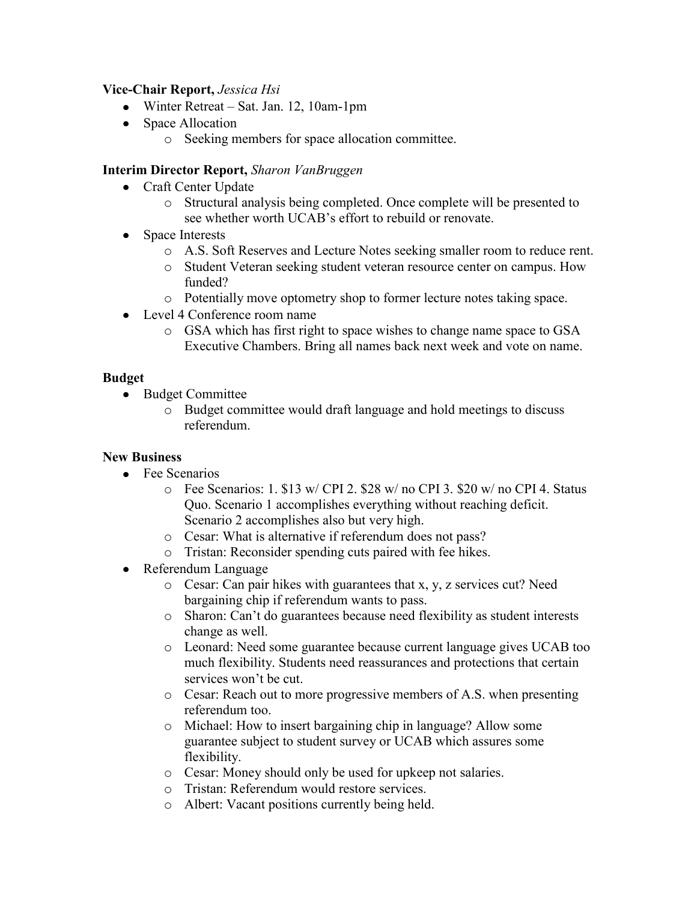**Vice-Chair Report,** *Jessica Hsi*

- Winter Retreat – Sat. Jan. 12, 10am-1pm
- Space Allocation
  - Seeking members for space allocation committee.

**Interim Director Report,** *Sharon VanBruggen*

- Craft Center Update
  - Structural analysis being completed. Once complete will be presented to see whether worth UCAB's effort to rebuild or renovate.
- Space Interests
  - A.S. Soft Reserves and Lecture Notes seeking smaller room to reduce rent.
  - Student Veteran seeking student veteran resource center on campus. How funded?
  - Potentially move optometry shop to former lecture notes taking space.
- Level 4 Conference room name
  - GSA which has first right to space wishes to change name space to GSA Executive Chambers. Bring all names back next week and vote on name.

**Budget**

- Budget Committee
  - Budget committee would draft language and hold meetings to discuss referendum.

**New Business**

- Fee Scenarios
  - Fee Scenarios: 1. $13 w/ CPI 2. $28 w/ no CPI 3. $20 w/ no CPI 4. Status Quo. Scenario 1 accomplishes everything without reaching deficit. Scenario 2 accomplishes also but very high.
  - Cesar: What is alternative if referendum does not pass?
  - Tristan: Reconsider spending cuts paired with fee hikes.
- Referendum Language
  - Cesar: Can pair hikes with guarantees that x, y, z services cut? Need bargaining chip if referendum wants to pass.
  - Sharon: Can't do guarantees because need flexibility as student interests change as well.
  - Leonard: Need some guarantee because current language gives UCAB too much flexibility. Students need reassurances and protections that certain services won't be cut.
  - Cesar: Reach out to more progressive members of A.S. when presenting referendum too.
  - Michael: How to insert bargaining chip in language? Allow some guarantee subject to student survey or UCAB which assures some flexibility.
  - Cesar: Money should only be used for upkeep not salaries.
  - Tristan: Referendum would restore services.
  - Albert: Vacant positions currently being held.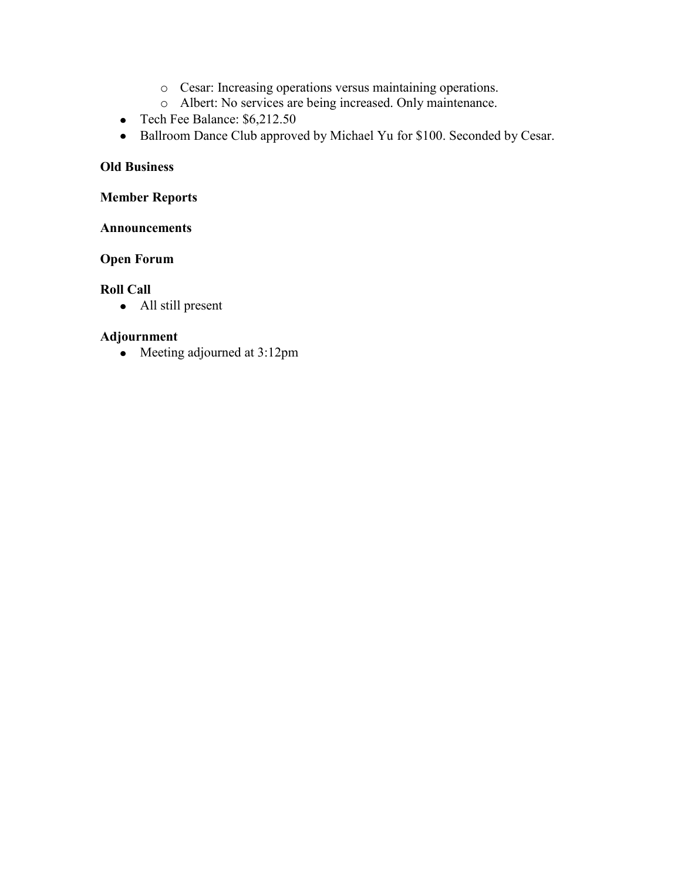- Cesar: Increasing operations versus maintaining operations.
  - Albert: No services are being increased. Only maintenance.
- Tech Fee Balance: $6,212.50
- Ballroom Dance Club approved by Michael Yu for $100. Seconded by Cesar.

**Old Business**

**Member Reports**

**Announcements**

**Open Forum**

**Roll Call**

- All still present

**Adjournment**

- Meeting adjourned at 3:12pm